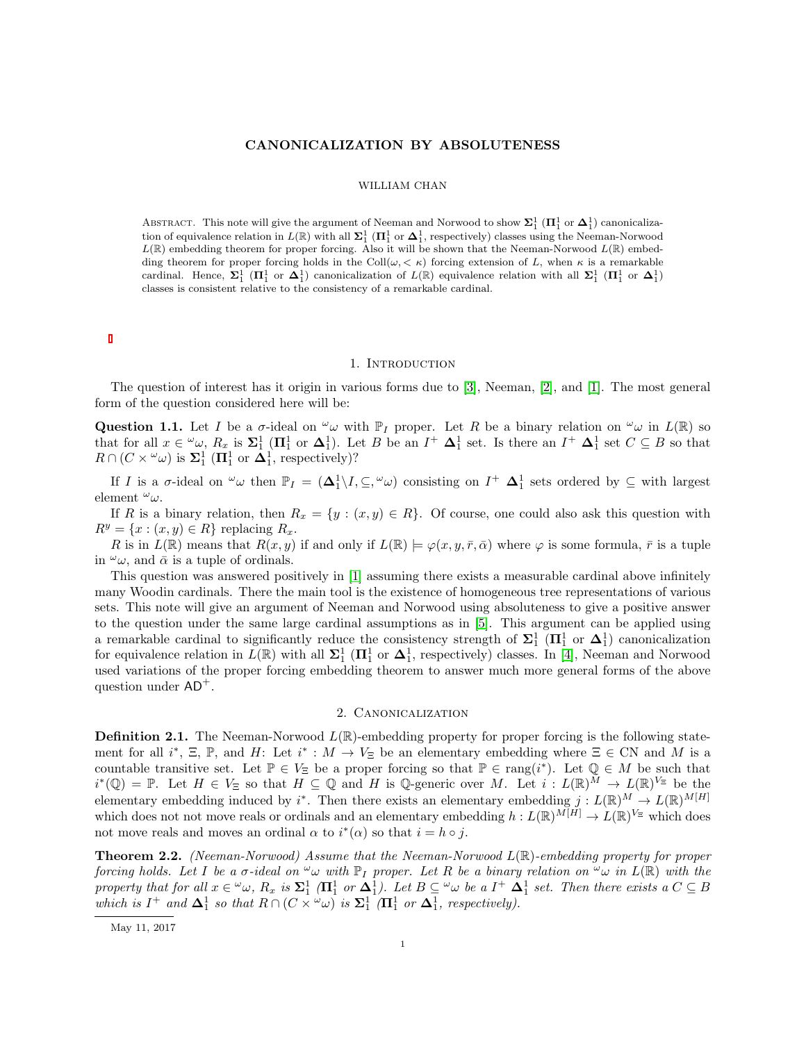# CANONICALIZATION BY ABSOLUTENESS

WILLIAM CHAN

ABSTRACT. This note will give the argument of Neeman and Norwood to show $\mathbf{\Sigma}_1^1$ ($\mathbf{\Pi}_1^1$ or $\mathbf{\Delta}_1^1$) canonicalization of equivalence relation in $L(\mathbb{R})$ with all $\mathbf{\Sigma}_1^1$ ($\mathbf{\Pi}_1^1$ or $\mathbf{\Delta}_1^1$, respectively) classes using the Neeman-Norwood $L(\mathbb{R})$ embedding theorem for proper forcing. Also it will be shown that the Neeman-Norwood $L(\mathbb{R})$ embedding theorem for proper forcing holds in the $\text{Coll}(\omega, <\kappa)$ forcing extension of $L$, when $\kappa$ is a remarkable cardinal. Hence, $\mathbf{\Sigma}_1^1$ ($\mathbf{\Pi}_1^1$ or $\mathbf{\Delta}_1^1$) canonicalization of $L(\mathbb{R})$ equivalence relation with all $\mathbf{\Sigma}_1^1$ ($\mathbf{\Pi}_1^1$ or $\mathbf{\Delta}_1^1$) classes is consistent relative to the consistency of a remarkable cardinal.

## 1. Introduction

The question of interest has it origin in various forms due to [3], Neeman, [2], and [1]. The most general form of the question considered here will be:

**Question 1.1.** Let $I$ be a $\sigma$-ideal on ${}^\omega\omega$ with $\mathbb{P}_I$ proper. Let $R$ be a binary relation on ${}^\omega\omega$ in $L(\mathbb{R})$ so that for all $x \in {}^\omega\omega$, $R_x$ is $\mathbf{\Sigma}_1^1$ ($\mathbf{\Pi}_1^1$ or $\mathbf{\Delta}_1^1$). Let $B$ be an $I^+$ $\mathbf{\Delta}_1^1$ set. Is there an $I^+$ $\mathbf{\Delta}_1^1$ set $C \subseteq B$ so that $R \cap (C \times {}^\omega\omega)$ is $\mathbf{\Sigma}_1^1$ ($\mathbf{\Pi}_1^1$ or $\mathbf{\Delta}_1^1$, respectively)?

If $I$ is a $\sigma$-ideal on ${}^\omega\omega$ then $\mathbb{P}_I = (\mathbf{\Delta}_1^1 \backslash I, \subseteq, {}^\omega\omega)$ consisting on $I^+$ $\mathbf{\Delta}_1^1$ sets ordered by $\subseteq$ with largest element ${}^\omega\omega$.

If $R$ is a binary relation, then $R_x = \{y : (x, y) \in R\}$. Of course, one could also ask this question with $R^y = \{x : (x, y) \in R\}$ replacing $R_x$.

$R$ is in $L(\mathbb{R})$ means that $R(x, y)$ if and only if $L(\mathbb{R}) \models \varphi(x, y, \bar{r}, \bar{\alpha})$ where $\varphi$ is some formula, $\bar{r}$ is a tuple in ${}^\omega\omega$, and $\bar{\alpha}$ is a tuple of ordinals.

This question was answered positively in [1] assuming there exists a measurable cardinal above infinitely many Woodin cardinals. There the main tool is the existence of homogeneous tree representations of various sets. This note will give an argument of Neeman and Norwood using absoluteness to give a positive answer to the question under the same large cardinal assumptions as in [5]. This argument can be applied using a remarkable cardinal to significantly reduce the consistency strength of $\mathbf{\Sigma}_1^1$ ($\mathbf{\Pi}_1^1$ or $\mathbf{\Delta}_1^1$) canonicalization for equivalence relation in $L(\mathbb{R})$ with all $\mathbf{\Sigma}_1^1$ ($\mathbf{\Pi}_1^1$ or $\mathbf{\Delta}_1^1$, respectively) classes. In [4], Neeman and Norwood used variations of the proper forcing embedding theorem to answer much more general forms of the above question under $\mathsf{AD}^+$.

## 2. Canonicalization

**Definition 2.1.** The Neeman-Norwood $L(\mathbb{R})$-embedding property for proper forcing is the following statement for all $i^*$, $\Xi$, $\mathbb{P}$, and $H$: Let $i^* : M \to V_\Xi$ be an elementary embedding where $\Xi \in \text{CN}$ and $M$ is a countable transitive set. Let $\mathbb{P} \in V_\Xi$ be a proper forcing so that $\mathbb{P} \in \text{rang}(i^*)$. Let $\mathbb{Q} \in M$ be such that $i^*(\mathbb{Q}) = \mathbb{P}$. Let $H \in V_\Xi$ so that $H \subseteq \mathbb{Q}$ and $H$ is $\mathbb{Q}$-generic over $M$. Let $i : L(\mathbb{R})^M \to L(\mathbb{R})^{V_\Xi}$ be the elementary embedding induced by $i^*$. Then there exists an elementary embedding $j : L(\mathbb{R})^M \to L(\mathbb{R})^{M[H]}$ which does not not move reals or ordinals and an elementary embedding $h : L(\mathbb{R})^{M[H]} \to L(\mathbb{R})^{V_\Xi}$ which does not move reals and moves an ordinal $\alpha$ to $i^*(\alpha)$ so that $i = h \circ j$.

**Theorem 2.2.** *(Neeman-Norwood) Assume that the Neeman-Norwood $L(\mathbb{R})$-embedding property for proper forcing holds. Let $I$ be a $\sigma$-ideal on ${}^\omega\omega$ with $\mathbb{P}_I$ proper. Let $R$ be a binary relation on ${}^\omega\omega$ in $L(\mathbb{R})$ with the property that for all $x \in {}^\omega\omega$, $R_x$ is $\mathbf{\Sigma}_1^1$ ($\mathbf{\Pi}_1^1$ or $\mathbf{\Delta}_1^1$). Let $B \subseteq {}^\omega\omega$ be a $I^+$ $\mathbf{\Delta}_1^1$ set. Then there exists a $C \subseteq B$ which is $I^+$ and $\mathbf{\Delta}_1^1$ so that $R \cap (C \times {}^\omega\omega)$ is $\mathbf{\Sigma}_1^1$ ($\mathbf{\Pi}_1^1$ or $\mathbf{\Delta}_1^1$, respectively).*

May 11, 2017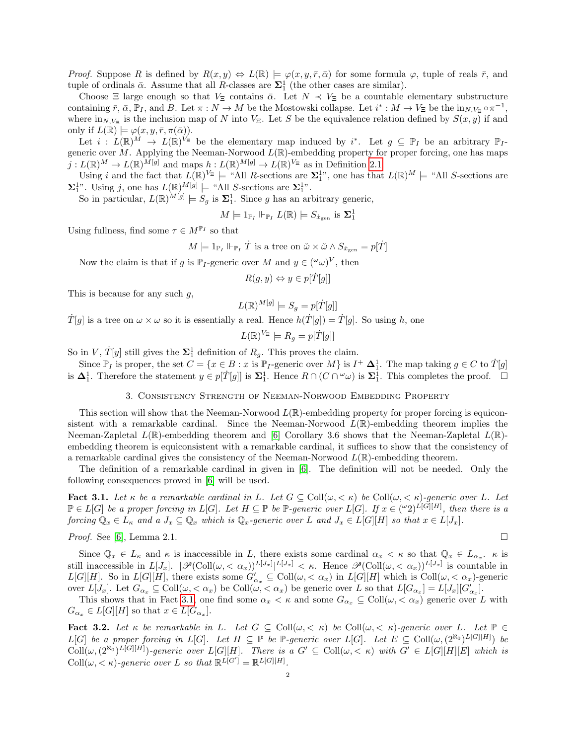*Proof.* Suppose $R$ is defined by $R(x,y) \Leftrightarrow L(\mathbb{R}) \models \varphi(x,y,\bar{r},\bar{\alpha})$ for some formula $\varphi$, tuple of reals $\bar{r}$, and tuple of ordinals $\bar{\alpha}$. Assume that all $R$-classes are $\mathbf{\Sigma}^1_1$ (the other cases are similar).

Choose $\Xi$ large enough so that $V_\Xi$ contains $\bar{\alpha}$. Let $N \prec V_\Xi$ be a countable elementary substructure containing $\bar{r}$, $\bar{\alpha}$, $\mathbb{P}_I$, and $B$. Let $\pi : N \to M$ be the Mostowski collapse. Let $i^* : M \to V_\Xi$ be the $\text{in}_{N,V_\Xi} \circ \pi^{-1}$, where $\text{in}_{N,V_\Xi}$ is the inclusion map of $N$ into $V_\Xi$. Let $S$ be the equivalence relation defined by $S(x,y)$ if and only if $L(\mathbb{R}) \models \varphi(x,y,\bar{r},\pi(\bar{\alpha}))$.

Let $i : L(\mathbb{R})^M \to L(\mathbb{R})^{V_\Xi}$ be the elementary map induced by $i^*$. Let $g \subseteq \mathbb{P}_I$ be an arbitrary $\mathbb{P}_I$-generic over $M$. Applying the Neeman-Norwood $L(\mathbb{R})$-embedding property for proper forcing, one has maps $j : L(\mathbb{R})^M \to L(\mathbb{R})^{M[g]}$ and maps $h : L(\mathbb{R})^{M[g]} \to L(\mathbb{R})^{V_\Xi}$ as in Definition 2.1.

Using $i$ and the fact that $L(\mathbb{R})^{V_\Xi} \models$ "All $R$-sections are $\mathbf{\Sigma}^1_1$", one has that $L(\mathbb{R})^M \models$ "All $S$-sections are $\mathbf{\Sigma}^1_1$". Using $j$, one has $L(\mathbb{R})^{M[g]} \models$ "All $S$-sections are $\mathbf{\Sigma}^1_1$".

So in particular, $L(\mathbb{R})^{M[g]} \models S_g$ is $\mathbf{\Sigma}^1_1$. Since $g$ has an arbitrary generic,

$$M \models 1_{\mathbb{P}_I} \Vdash_{\mathbb{P}_I} L(\mathbb{R}) \models S_{\dot{x}_{\text{gen}}} \text{ is } \mathbf{\Sigma}^1_1$$

Using fullness, find some $\tau \in M^{\mathbb{P}_I}$ so that

$$M \models 1_{\mathbb{P}_I} \Vdash_{\mathbb{P}_I} \dot{T} \text{ is a tree on } \check{\omega} \times \check{\omega} \wedge S_{\dot{x}_{\text{gen}}} = p[\dot{T}]$$

Now the claim is that if $g$ is $\mathbb{P}_I$-generic over $M$ and $y \in ({}^\omega\omega)^V$, then

$$R(g,y) \Leftrightarrow y \in p[\dot{T}[g]]$$

This is because for any such $g$,

$$L(\mathbb{R})^{M[g]} \models S_g = p[\dot{T}[g]]$$

$\dot{T}[g]$ is a tree on $\omega \times \omega$ so it is essentially a real. Hence $h(\dot{T}[g]) = \dot{T}[g]$. So using $h$, one

$$L(\mathbb{R})^{V_\Xi} \models R_g = p[\dot{T}[g]]$$

So in $V$, $\dot{T}[y]$ still gives the $\mathbf{\Sigma}^1_1$ definition of $R_g$. This proves the claim.

Since $\mathbb{P}_I$ is proper, the set $C = \{x \in B : x \text{ is } \mathbb{P}_I\text{-generic over } M\}$ is $I^+$ $\mathbf{\Delta}^1_1$. The map taking $g \in C$ to $\dot{T}[g]$ is $\mathbf{\Delta}^1_1$. Therefore the statement $y \in p[\dot{T}[g]]$ is $\mathbf{\Sigma}^1_1$. Hence $R \cap (C \cap {}^\omega\omega)$ is $\mathbf{\Sigma}^1_1$. This completes the proof. $\square$

## 3. Consistency Strength of Neeman-Norwood Embedding Property

This section will show that the Neeman-Norwood $L(\mathbb{R})$-embedding property for proper forcing is equiconsistent with a remarkable cardinal. Since the Neeman-Norwood $L(\mathbb{R})$-embedding theorem implies the Neeman-Zapletal $L(\mathbb{R})$-embedding theorem and [6] Corollary 3.6 shows that the Neeman-Zapletal $L(\mathbb{R})$-embedding theorem is equiconsistent with a remarkable cardinal, it suffices to show that the consistency of a remarkable cardinal gives the consistency of the Neeman-Norwood $L(\mathbb{R})$-embedding theorem.

The definition of a remarkable cardinal in given in [6]. The definition will not be needed. Only the following consequences proved in [6] will be used.

**Fact 3.1.** *Let $\kappa$ be a remarkable cardinal in $L$. Let $G \subseteq \text{Coll}(\omega, <\kappa)$ be $\text{Coll}(\omega, <\kappa)$-generic over $L$. Let $\mathbb{P} \in L[G]$ be a proper forcing in $L[G]$. Let $H \subseteq \mathbb{P}$ be $\mathbb{P}$-generic over $L[G]$. If $x \in ({}^\omega 2)^{L[G][H]}$, then there is a forcing $\mathbb{Q}_x \in L_\kappa$ and a $J_x \subseteq \mathbb{Q}_x$ which is $\mathbb{Q}_x$-generic over $L$ and $J_x \in L[G][H]$ so that $x \in L[J_x]$.*

*Proof.* See [6], Lemma 2.1. $\square$

Since $\mathbb{Q}_x \in L_\kappa$ and $\kappa$ is inaccessible in $L$, there exists some cardinal $\alpha_x < \kappa$ so that $\mathbb{Q}_x \in L_{\alpha_x}$. $\kappa$ is still inaccessible in $L[J_x]$. $|\mathscr{P}(\text{Coll}(\omega, <\alpha_x))^{L[J_x]}|^{L[J_x]} < \kappa$. Hence $\mathscr{P}(\text{Coll}(\omega, <\alpha_x))^{L[J_x]}$ is countable in $L[G][H]$. So in $L[G][H]$, there exists some $G'_{\alpha_x} \subseteq \text{Coll}(\omega, <\alpha_x)$ in $L[G][H]$ which is $\text{Coll}(\omega, <\alpha_x)$-generic over $L[J_x]$. Let $G_{\alpha_x} \subseteq \text{Coll}(\omega, <\alpha_x)$ be $\text{Coll}(\omega, <\alpha_x)$ be generic over $L$ so that $L[G_{\alpha_x}] = L[J_x][G'_{\alpha_x}]$.

This shows that in Fact 3.1, one find some $\alpha_x < \kappa$ and some $G_{\alpha_x} \subseteq \text{Coll}(\omega, <\alpha_x)$ generic over $L$ with $G_{\alpha_x} \in L[G][H]$ so that $x \in L[G_{\alpha_x}]$.

**Fact 3.2.** *Let $\kappa$ be remarkable in $L$. Let $G \subseteq \text{Coll}(\omega, <\kappa)$ be $\text{Coll}(\omega, <\kappa)$-generic over $L$. Let $\mathbb{P} \in L[G]$ be a proper forcing in $L[G]$. Let $H \subseteq \mathbb{P}$ be $\mathbb{P}$-generic over $L[G]$. Let $E \subseteq \text{Coll}(\omega, (2^{\aleph_0})^{L[G][H]})$ be $\text{Coll}(\omega, (2^{\aleph_0})^{L[G][H]})$-generic over $L[G][H]$. There is a $G' \subseteq \text{Coll}(\omega, <\kappa)$ with $G' \in L[G][H][E]$ which is $\text{Coll}(\omega, <\kappa)$-generic over $L$ so that $\mathbb{R}^{L[G']} = \mathbb{R}^{L[G][H]}$.*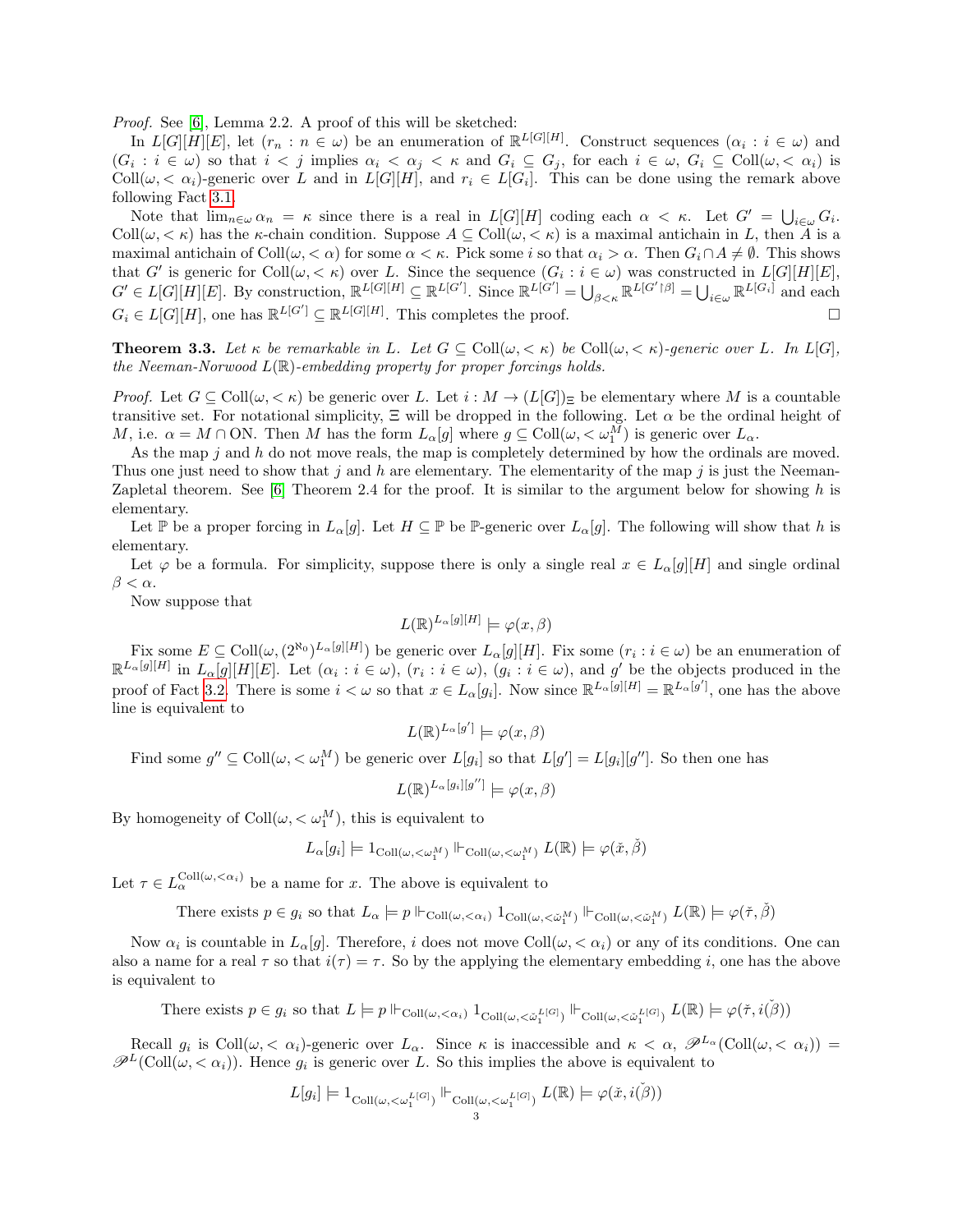*Proof.* See [6], Lemma 2.2. A proof of this will be sketched:

In $L[G][H][E]$, let $(r_n : n \in \omega)$ be an enumeration of $\mathbb{R}^{L[G][H]}$. Construct sequences $(\alpha_i : i \in \omega)$ and $(G_i : i \in \omega)$ so that $i < j$ implies $\alpha_i < \alpha_j < \kappa$ and $G_i \subseteq G_j$, for each $i \in \omega$, $G_i \subseteq \text{Coll}(\omega, <\alpha_i)$ is $\text{Coll}(\omega, <\alpha_i)$-generic over $L$ and in $L[G][H]$, and $r_i \in L[G_i]$. This can be done using the remark above following Fact 3.1.

Note that $\lim_{n\in\omega} \alpha_n = \kappa$ since there is a real in $L[G][H]$ coding each $\alpha < \kappa$. Let $G' = \bigcup_{i\in\omega} G_i$. $\text{Coll}(\omega, <\kappa)$ has the $\kappa$-chain condition. Suppose $A \subseteq \text{Coll}(\omega, <\kappa)$ is a maximal antichain in $L$, then $A$ is a maximal antichain of $\text{Coll}(\omega, <\alpha)$ for some $\alpha < \kappa$. Pick some $i$ so that $\alpha_i > \alpha$. Then $G_i \cap A \neq \emptyset$. This shows that $G'$ is generic for $\text{Coll}(\omega, <\kappa)$ over $L$. Since the sequence $(G_i : i \in \omega)$ was constructed in $L[G][H][E]$, $G' \in L[G][H][E]$. By construction, $\mathbb{R}^{L[G][H]} \subseteq \mathbb{R}^{L[G']}$. Since $\mathbb{R}^{L[G']} = \bigcup_{\beta<\kappa} \mathbb{R}^{L[G'\restriction\beta]} = \bigcup_{i\in\omega} \mathbb{R}^{L[G_i]}$ and each $G_i \in L[G][H]$, one has $\mathbb{R}^{L[G']} \subseteq \mathbb{R}^{L[G][H]}$. This completes the proof. $\square$

**Theorem 3.3.** *Let $\kappa$ be remarkable in $L$. Let $G \subseteq \text{Coll}(\omega, <\kappa)$ be $\text{Coll}(\omega, <\kappa)$-generic over $L$. In $L[G]$, the Neeman-Norwood $L(\mathbb{R})$-embedding property for proper forcings holds.*

*Proof.* Let $G \subseteq \text{Coll}(\omega, <\kappa)$ be generic over $L$. Let $i : M \to (L[G])_\Xi$ be elementary where $M$ is a countable transitive set. For notational simplicity, $\Xi$ will be dropped in the following. Let $\alpha$ be the ordinal height of $M$, i.e. $\alpha = M \cap \text{ON}$. Then $M$ has the form $L_\alpha[g]$ where $g \subseteq \text{Coll}(\omega, <\omega_1^M)$ is generic over $L_\alpha$.

As the map $j$ and $h$ do not move reals, the map is completely determined by how the ordinals are moved. Thus one just need to show that $j$ and $h$ are elementary. The elementarity of the map $j$ is just the Neeman-Zapletal theorem. See [6] Theorem 2.4 for the proof. It is similar to the argument below for showing $h$ is elementary.

Let $\mathbb{P}$ be a proper forcing in $L_\alpha[g]$. Let $H \subseteq \mathbb{P}$ be $\mathbb{P}$-generic over $L_\alpha[g]$. The following will show that $h$ is elementary.

Let $\varphi$ be a formula. For simplicity, suppose there is only a single real $x \in L_\alpha[g][H]$ and single ordinal $\beta < \alpha$.

Now suppose that

$$L(\mathbb{R})^{L_\alpha[g][H]} \models \varphi(x, \beta)$$

Fix some $E \subseteq \text{Coll}(\omega, (2^{\aleph_0})^{L_\alpha[g][H]})$ be generic over $L_\alpha[g][H]$. Fix some $(r_i : i \in \omega)$ be an enumeration of $\mathbb{R}^{L_\alpha[g][H]}$ in $L_\alpha[g][H][E]$. Let $(\alpha_i : i \in \omega)$, $(r_i : i \in \omega)$, $(g_i : i \in \omega)$, and $g'$ be the objects produced in the proof of Fact 3.2. There is some $i < \omega$ so that $x \in L_\alpha[g_i]$. Now since $\mathbb{R}^{L_\alpha[g][H]} = \mathbb{R}^{L_\alpha[g']}$, one has the above line is equivalent to

$$L(\mathbb{R})^{L_\alpha[g']} \models \varphi(x, \beta)$$

Find some $g'' \subseteq \text{Coll}(\omega, <\omega_1^M)$ be generic over $L[g_i]$ so that $L[g'] = L[g_i][g'']$. So then one has

$$L(\mathbb{R})^{L_\alpha[g_i][g'']} \models \varphi(x, \beta)$$

By homogeneity of $\text{Coll}(\omega, <\omega_1^M)$, this is equivalent to

$$L_\alpha[g_i] \models 1_{\text{Coll}(\omega,<\omega_1^M)} \Vdash_{\text{Coll}(\omega,<\omega_1^M)} L(\mathbb{R}) \models \varphi(\check{x}, \check{\beta})$$

Let $\tau \in L_\alpha^{\text{Coll}(\omega,<\alpha_i)}$ be a name for $x$. The above is equivalent to

$$\text{There exists } p \in g_i \text{ so that } L_\alpha \models p \Vdash_{\text{Coll}(\omega,<\alpha_i)} 1_{\text{Coll}(\omega,<\check{\omega}_1^M)} \Vdash_{\text{Coll}(\omega,<\check{\omega}_1^M)} L(\mathbb{R}) \models \varphi(\check{\tau}, \check{\beta})$$

Now $\alpha_i$ is countable in $L_\alpha[g]$. Therefore, $i$ does not move $\text{Coll}(\omega, <\alpha_i)$ or any of its conditions. One can also a name for a real $\tau$ so that $i(\tau) = \tau$. So by the applying the elementary embedding $i$, one has the above is equivalent to

$$\text{There exists } p \in g_i \text{ so that } L \models p \Vdash_{\text{Coll}(\omega,<\alpha_i)} 1_{\text{Coll}(\omega,<\check{\omega}_1^{L[G]})} \Vdash_{\text{Coll}(\omega,<\check{\omega}_1^{L[G]})} L(\mathbb{R}) \models \varphi(\check{\tau}, i(\check{\beta}))$$

Recall $g_i$ is $\text{Coll}(\omega, <\alpha_i)$-generic over $L_\alpha$. Since $\kappa$ is inaccessible and $\kappa < \alpha$, $\mathscr{P}^{L_\alpha}(\text{Coll}(\omega, <\alpha_i)) = \mathscr{P}^L(\text{Coll}(\omega, <\alpha_i))$. Hence $g_i$ is generic over $L$. So this implies the above is equivalent to

$$L[g_i] \models 1_{\text{Coll}(\omega,<\omega_1^{L[G]})} \Vdash_{\text{Coll}(\omega,<\omega_1^{L[G]})} L(\mathbb{R}) \models \varphi(\check{x}, i(\check{\beta}))$$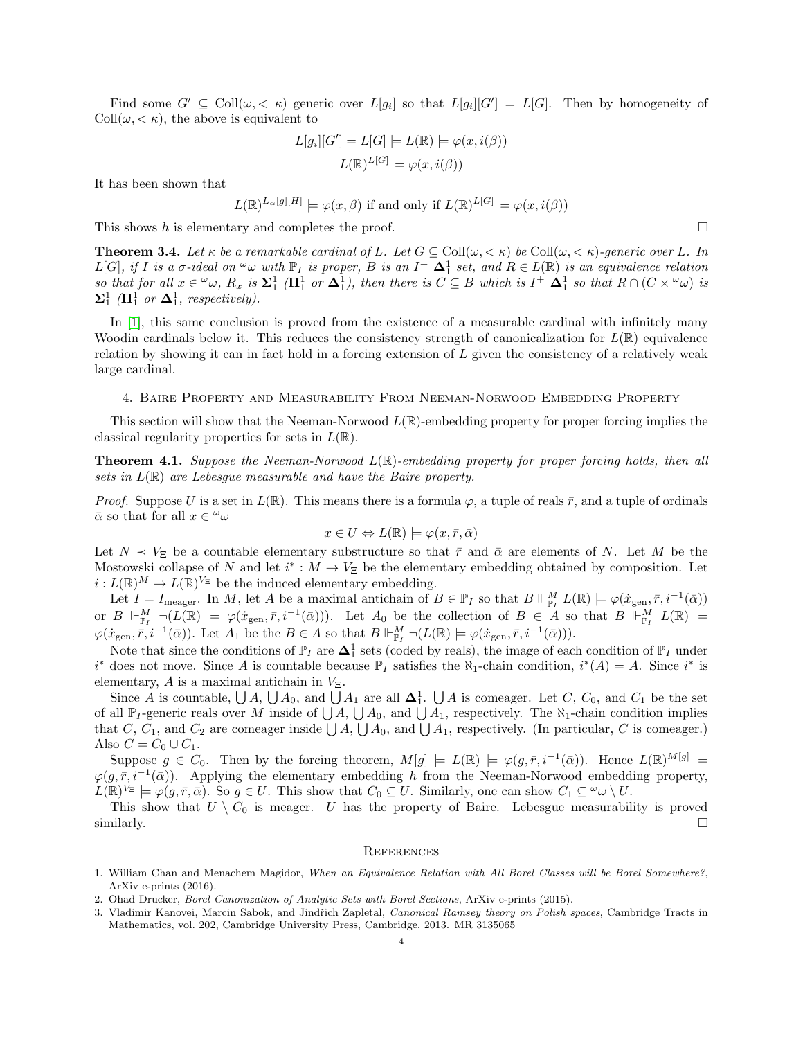Find some $G' \subseteq \text{Coll}(\omega, <\kappa)$ generic over $L[g_i]$ so that $L[g_i][G'] = L[G]$. Then by homogeneity of $\text{Coll}(\omega, <\kappa)$, the above is equivalent to

$$L[g_i][G'] = L[G] \models L(\mathbb{R}) \models \varphi(x, i(\beta))$$
$$L(\mathbb{R})^{L[G]} \models \varphi(x, i(\beta))$$

It has been shown that

$$L(\mathbb{R})^{L_\alpha[g][H]} \models \varphi(x, \beta) \text{ if and only if } L(\mathbb{R})^{L[G]} \models \varphi(x, i(\beta))$$

This shows $h$ is elementary and completes the proof. □

**Theorem 3.4.** *Let $\kappa$ be a remarkable cardinal of $L$. Let $G \subseteq \text{Coll}(\omega, <\kappa)$ be $\text{Coll}(\omega, <\kappa)$-generic over $L$. In $L[G]$, if $I$ is a $\sigma$-ideal on ${}^\omega\omega$ with $\mathbb{P}_I$ is proper, $B$ is an $I^+$ $\mathbf{\Delta}^1_1$ set, and $R \in L(\mathbb{R})$ is an equivalence relation so that for all $x \in {}^\omega\omega$, $R_x$ is $\mathbf{\Sigma}^1_1$ ($\mathbf{\Pi}^1_1$ or $\mathbf{\Delta}^1_1$), then there is $C \subseteq B$ which is $I^+$ $\mathbf{\Delta}^1_1$ so that $R \cap (C \times {}^\omega\omega)$ is $\mathbf{\Sigma}^1_1$ ($\mathbf{\Pi}^1_1$ or $\mathbf{\Delta}^1_1$, respectively).*

In [1], this same conclusion is proved from the existence of a measurable cardinal with infinitely many Woodin cardinals below it. This reduces the consistency strength of canonicalization for $L(\mathbb{R})$ equivalence relation by showing it can in fact hold in a forcing extension of $L$ given the consistency of a relatively weak large cardinal.

## 4. Baire Property and Measurability From Neeman-Norwood Embedding Property

This section will show that the Neeman-Norwood $L(\mathbb{R})$-embedding property for proper forcing implies the classical regularity properties for sets in $L(\mathbb{R})$.

**Theorem 4.1.** *Suppose the Neeman-Norwood $L(\mathbb{R})$-embedding property for proper forcing holds, then all sets in $L(\mathbb{R})$ are Lebesgue measurable and have the Baire property.*

*Proof.* Suppose $U$ is a set in $L(\mathbb{R})$. This means there is a formula $\varphi$, a tuple of reals $\bar{r}$, and a tuple of ordinals $\bar{\alpha}$ so that for all $x \in {}^\omega\omega$

$$x \in U \Leftrightarrow L(\mathbb{R}) \models \varphi(x, \bar{r}, \bar{\alpha})$$

Let $N \prec V_\Xi$ be a countable elementary substructure so that $\bar{r}$ and $\bar{\alpha}$ are elements of $N$. Let $M$ be the Mostowski collapse of $N$ and let $i^* : M \to V_\Xi$ be the elementary embedding obtained by composition. Let $i : L(\mathbb{R})^M \to L(\mathbb{R})^{V_\Xi}$ be the induced elementary embedding.

Let $I = I_{\text{meager}}$. In $M$, let $A$ be a maximal antichain of $B \in \mathbb{P}_I$ so that $B \Vdash^M_{\mathbb{P}_I} L(\mathbb{R}) \models \varphi(\dot{x}_{\text{gen}}, \bar{r}, i^{-1}(\bar{\alpha}))$ or $B \Vdash^M_{\mathbb{P}_I} \neg(L(\mathbb{R}) \models \varphi(\dot{x}_{\text{gen}}, \bar{r}, i^{-1}(\bar{\alpha})))$. Let $A_0$ be the collection of $B \in A$ so that $B \Vdash^M_{\mathbb{P}_I} L(\mathbb{R}) \models \varphi(\dot{x}_{\text{gen}}, \bar{r}, i^{-1}(\bar{\alpha}))$. Let $A_1$ be the $B \in A$ so that $B \Vdash^M_{\mathbb{P}_I} \neg(L(\mathbb{R}) \models \varphi(\dot{x}_{\text{gen}}, \bar{r}, i^{-1}(\bar{\alpha})))$.

Note that since the conditions of $\mathbb{P}_I$ are $\mathbf{\Delta}^1_1$ sets (coded by reals), the image of each condition of $\mathbb{P}_I$ under $i^*$ does not move. Since $A$ is countable because $\mathbb{P}_I$ satisfies the $\aleph_1$-chain condition, $i^*(A) = A$. Since $i^*$ is elementary, $A$ is a maximal antichain in $V_\Xi$.

Since $A$ is countable, $\bigcup A$, $\bigcup A_0$, and $\bigcup A_1$ are all $\mathbf{\Delta}^1_1$. $\bigcup A$ is comeager. Let $C$, $C_0$, and $C_1$ be the set of all $\mathbb{P}_I$-generic reals over $M$ inside of $\bigcup A$, $\bigcup A_0$, and $\bigcup A_1$, respectively. The $\aleph_1$-chain condition implies that $C$, $C_1$, and $C_2$ are comeager inside $\bigcup A$, $\bigcup A_0$, and $\bigcup A_1$, respectively. (In particular, $C$ is comeager.) Also $C = C_0 \cup C_1$.

Suppose $g \in C_0$. Then by the forcing theorem, $M[g] \models L(\mathbb{R}) \models \varphi(g, \bar{r}, i^{-1}(\bar{\alpha}))$. Hence $L(\mathbb{R})^{M[g]} \models \varphi(g, \bar{r}, i^{-1}(\bar{\alpha}))$. Applying the elementary embedding $h$ from the Neeman-Norwood embedding property, $L(\mathbb{R})^{V_\Xi} \models \varphi(g, \bar{r}, \bar{\alpha})$. So $g \in U$. This show that $C_0 \subseteq U$. Similarly, one can show $C_1 \subseteq {}^\omega\omega \setminus U$.

This show that $U \setminus C_0$ is meager. $U$ has the property of Baire. Lebesgue measurability is proved similarly. □

## References

1. William Chan and Menachem Magidor, *When an Equivalence Relation with All Borel Classes will be Borel Somewhere?*, ArXiv e-prints (2016).
2. Ohad Drucker, *Borel Canonization of Analytic Sets with Borel Sections*, ArXiv e-prints (2015).
3. Vladimir Kanovei, Marcin Sabok, and Jindřich Zapletal, *Canonical Ramsey theory on Polish spaces*, Cambridge Tracts in Mathematics, vol. 202, Cambridge University Press, Cambridge, 2013. MR 3135065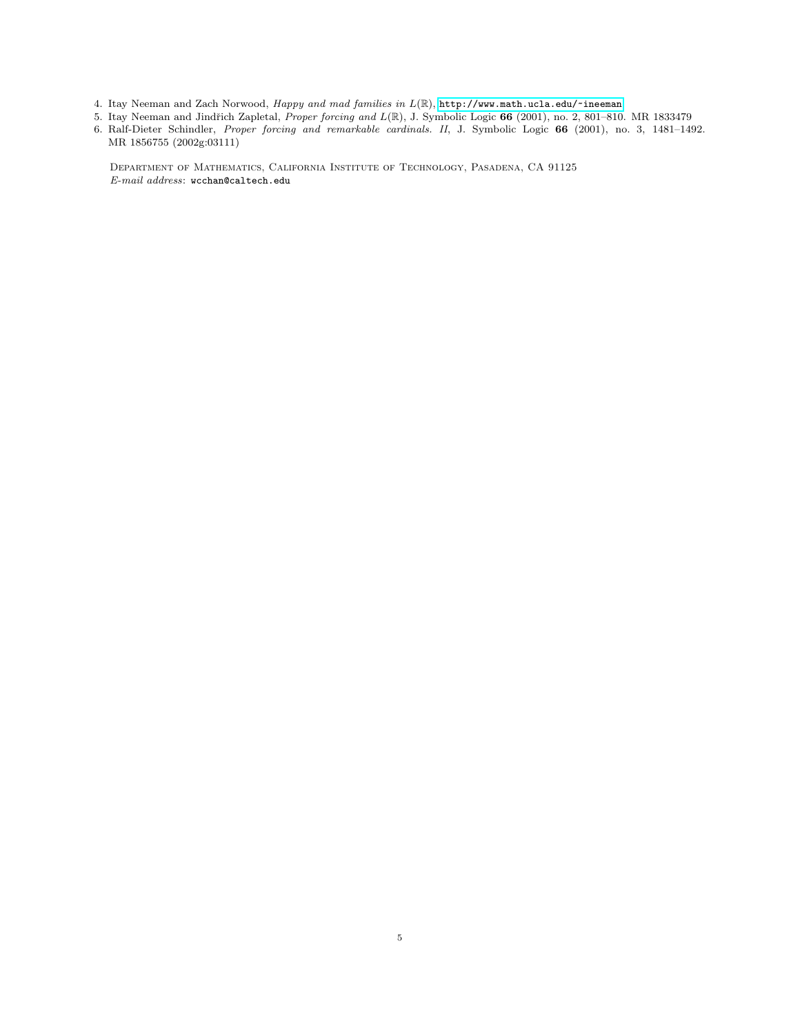4. Itay Neeman and Zach Norwood, *Happy and mad families in $L(\mathbb{R})$*, http://www.math.ucla.edu/~ineeman
5. Itay Neeman and Jindřich Zapletal, *Proper forcing and $L(\mathbb{R})$*, J. Symbolic Logic **66** (2001), no. 2, 801–810. MR 1833479
6. Ralf-Dieter Schindler, *Proper forcing and remarkable cardinals. II*, J. Symbolic Logic **66** (2001), no. 3, 1481–1492. MR 1856755 (2002g:03111)

Department of Mathematics, California Institute of Technology, Pasadena, CA 91125
*E-mail address*: wcchan@caltech.edu